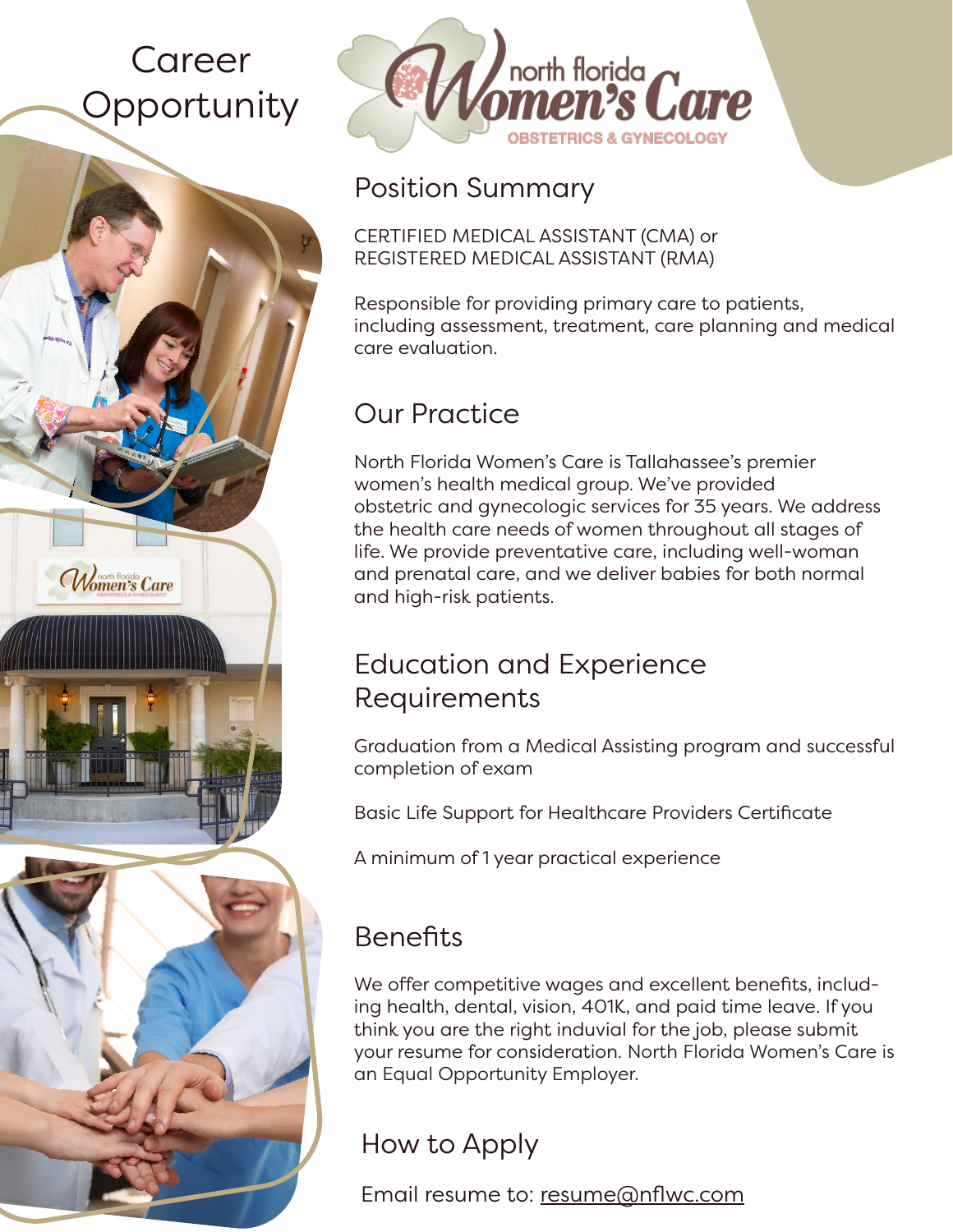# Career Opportunity

north florida Women's Care
OBSTETRICS & GYNECOLOGY

## Position Summary

CERTIFIED MEDICAL ASSISTANT (CMA) or
REGISTERED MEDICAL ASSISTANT (RMA)

Responsible for providing primary care to patients, including assessment, treatment, care planning and medical care evaluation.

## Our Practice

North Florida Women's Care is Tallahassee's premier women's health medical group. We've provided obstetric and gynecologic services for 35 years. We address the health care needs of women throughout all stages of life. We provide preventative care, including well-woman and prenatal care, and we deliver babies for both normal and high-risk patients.

## Education and Experience Requirements

Graduation from a Medical Assisting program and successful completion of exam

Basic Life Support for Healthcare Providers Certificate

A minimum of 1 year practical experience

## Benefits

We offer competitive wages and excellent benefits, including health, dental, vision, 401K, and paid time leave. If you think you are the right induvial for the job, please submit your resume for consideration. North Florida Women's Care is an Equal Opportunity Employer.

## How to Apply

Email resume to: resume@nflwc.com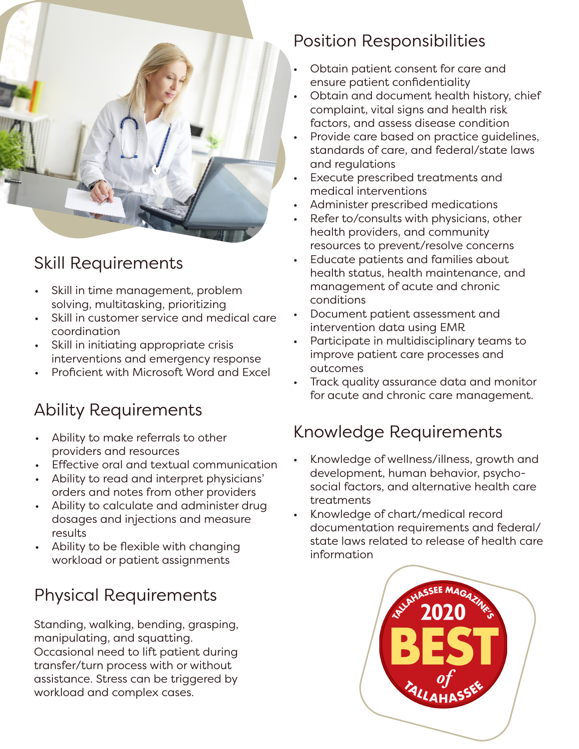## Skill Requirements

- Skill in time management, problem solving, multitasking, prioritizing
- Skill in customer service and medical care coordination
- Skill in initiating appropriate crisis interventions and emergency response
- Proficient with Microsoft Word and Excel

## Ability Requirements

- Ability to make referrals to other providers and resources
- Effective oral and textual communication
- Ability to read and interpret physicians' orders and notes from other providers
- Ability to calculate and administer drug dosages and injections and measure results
- Ability to be flexible with changing workload or patient assignments

## Physical Requirements

Standing, walking, bending, grasping, manipulating, and squatting. Occasional need to lift patient during transfer/turn process with or without assistance. Stress can be triggered by workload and complex cases.

## Position Responsibilities

- Obtain patient consent for care and ensure patient confidentiality
- Obtain and document health history, chief complaint, vital signs and health risk factors, and assess disease condition
- Provide care based on practice guidelines, standards of care, and federal/state laws and regulations
- Execute prescribed treatments and medical interventions
- Administer prescribed medications
- Refer to/consults with physicians, other health providers, and community resources to prevent/resolve concerns
- Educate patients and families about health status, health maintenance, and management of acute and chronic conditions
- Document patient assessment and intervention data using EMR
- Participate in multidisciplinary teams to improve patient care processes and outcomes
- Track quality assurance data and monitor for acute and chronic care management.

## Knowledge Requirements

- Knowledge of wellness/illness, growth and development, human behavior, psycho-social factors, and alternative health care treatments
- Knowledge of chart/medical record documentation requirements and federal/state laws related to release of health care information

Tallahassee Magazine's 2020 BEST of Tallahassee